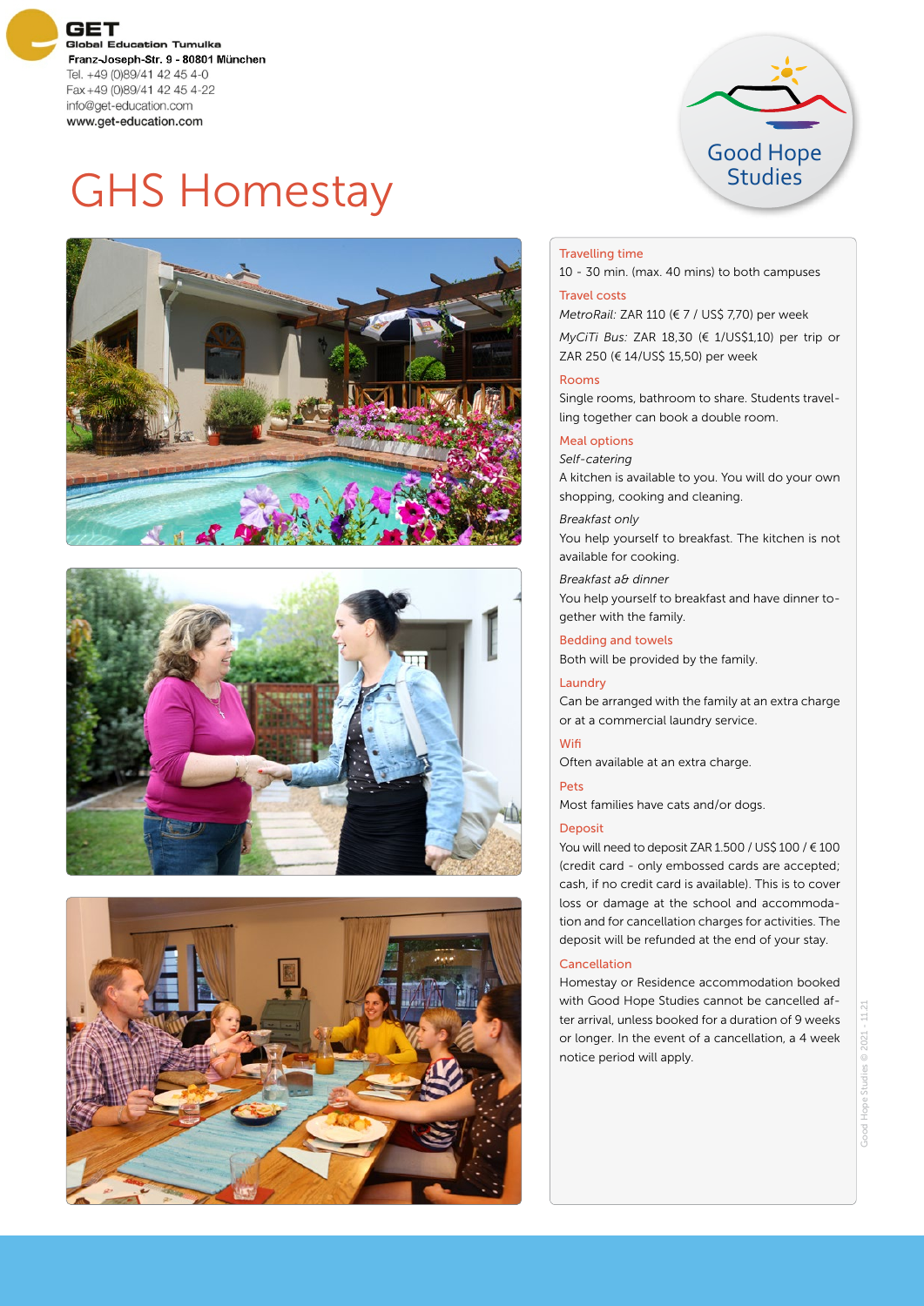**GET**
Global Education Tumulka
Franz-Joseph-Str. 9 - 80801 München
Tel. +49 (0)89/41 42 45 4-0
Fax +49 (0)89/41 42 45 4-22
info@get-education.com
www.get-education.com

Good Hope Studies

# GHS Homestay

## Travelling time

10 - 30 min. (max. 40 mins) to both campuses

## Travel costs

*MetroRail:* ZAR 110 (€ 7 / US$ 7,70) per week

*MyCiTi Bus:* ZAR 18,30 (€ 1/US$1,10) per trip or ZAR 250 (€ 14/US$ 15,50) per week

## Rooms

Single rooms, bathroom to share. Students travelling together can book a double room.

## Meal options

*Self-catering*

A kitchen is available to you. You will do your own shopping, cooking and cleaning.

*Breakfast only*

You help yourself to breakfast. The kitchen is not available for cooking.

*Breakfast a& dinner*

You help yourself to breakfast and have dinner together with the family.

## Bedding and towels

Both will be provided by the family.

## Laundry

Can be arranged with the family at an extra charge or at a commercial laundry service.

## Wifi

Often available at an extra charge.

## Pets

Most families have cats and/or dogs.

## Deposit

You will need to deposit ZAR 1.500 / US$ 100 / € 100 (credit card - only embossed cards are accepted; cash, if no credit card is available). This is to cover loss or damage at the school and accommodation and for cancellation charges for activities. The deposit will be refunded at the end of your stay.

## Cancellation

Homestay or Residence accommodation booked with Good Hope Studies cannot be cancelled after arrival, unless booked for a duration of 9 weeks or longer. In the event of a cancellation, a 4 week notice period will apply.

Good Hope Studies © 2021 - 11.21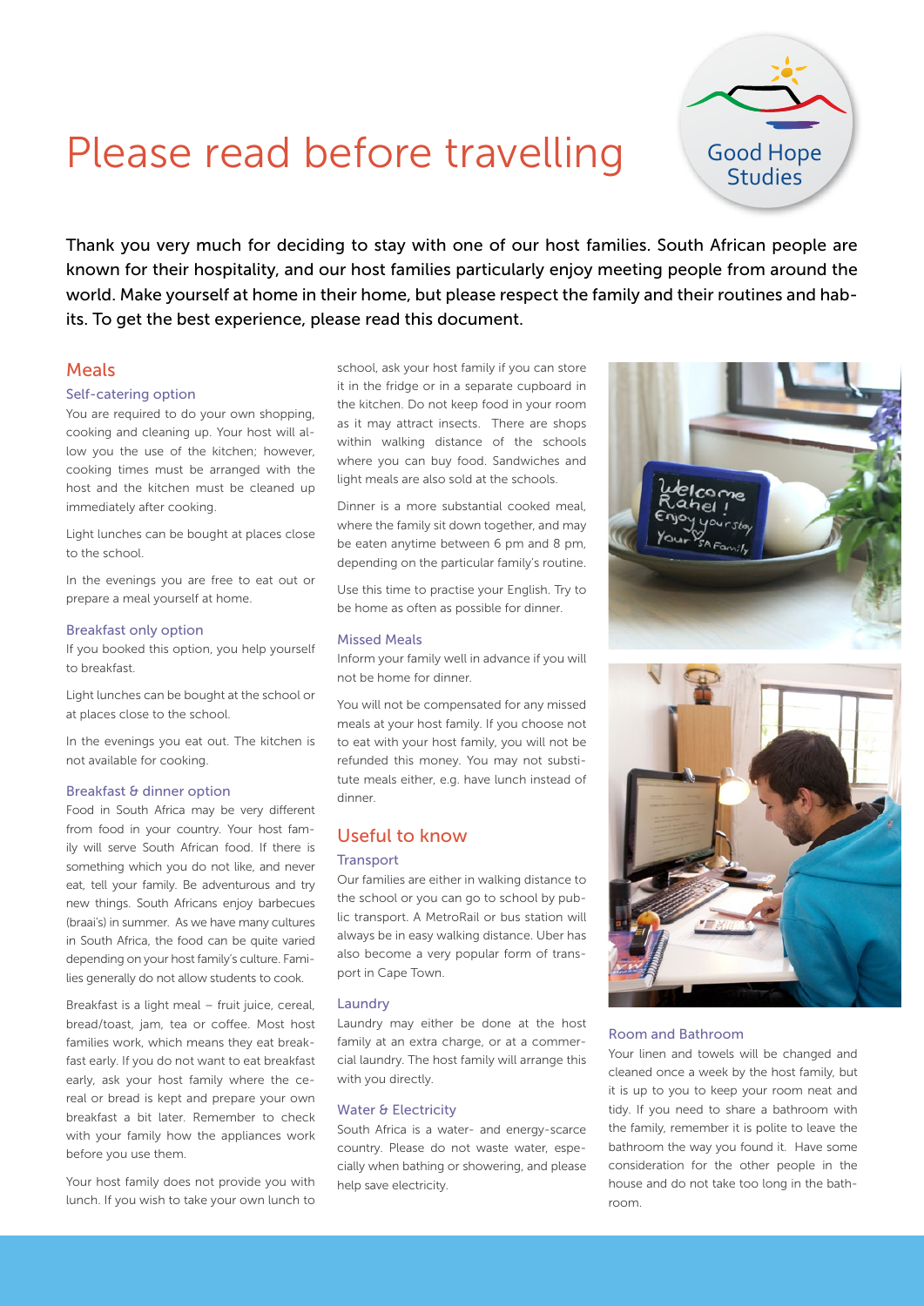# Please read before travelling

Good Hope Studies

Thank you very much for deciding to stay with one of our host families. South African people are known for their hospitality, and our host families particularly enjoy meeting people from around the world. Make yourself at home in their home, but please respect the family and their routines and habits. To get the best experience, please read this document.

## Meals

### Self-catering option

You are required to do your own shopping, cooking and cleaning up. Your host will allow you the use of the kitchen; however, cooking times must be arranged with the host and the kitchen must be cleaned up immediately after cooking.

Light lunches can be bought at places close to the school.

In the evenings you are free to eat out or prepare a meal yourself at home.

### Breakfast only option

If you booked this option, you help yourself to breakfast.

Light lunches can be bought at the school or at places close to the school.

In the evenings you eat out. The kitchen is not available for cooking.

### Breakfast & dinner option

Food in South Africa may be very different from food in your country. Your host family will serve South African food. If there is something which you do not like, and never eat, tell your family. Be adventurous and try new things. South Africans enjoy barbecues (braai's) in summer. As we have many cultures in South Africa, the food can be quite varied depending on your host family's culture. Families generally do not allow students to cook.

Breakfast is a light meal – fruit juice, cereal, bread/toast, jam, tea or coffee. Most host families work, which means they eat breakfast early. If you do not want to eat breakfast early, ask your host family where the cereal or bread is kept and prepare your own breakfast a bit later. Remember to check with your family how the appliances work before you use them.

Your host family does not provide you with lunch. If you wish to take your own lunch to school, ask your host family if you can store it in the fridge or in a separate cupboard in the kitchen. Do not keep food in your room as it may attract insects. There are shops within walking distance of the schools where you can buy food. Sandwiches and light meals are also sold at the schools.

Dinner is a more substantial cooked meal, where the family sit down together, and may be eaten anytime between 6 pm and 8 pm, depending on the particular family's routine.

Use this time to practise your English. Try to be home as often as possible for dinner.

### Missed Meals

Inform your family well in advance if you will not be home for dinner.

You will not be compensated for any missed meals at your host family. If you choose not to eat with your host family, you will not be refunded this money. You may not substitute meals either, e.g. have lunch instead of dinner.

## Useful to know

### Transport

Our families are either in walking distance to the school or you can go to school by public transport. A MetroRail or bus station will always be in easy walking distance. Uber has also become a very popular form of transport in Cape Town.

### Laundry

Laundry may either be done at the host family at an extra charge, or at a commercial laundry. The host family will arrange this with you directly.

### Water & Electricity

South Africa is a water- and energy-scarce country. Please do not waste water, especially when bathing or showering, and please help save electricity.

### Room and Bathroom

Your linen and towels will be changed and cleaned once a week by the host family, but it is up to you to keep your room neat and tidy. If you need to share a bathroom with the family, remember it is polite to leave the bathroom the way you found it. Have some consideration for the other people in the house and do not take too long in the bathroom.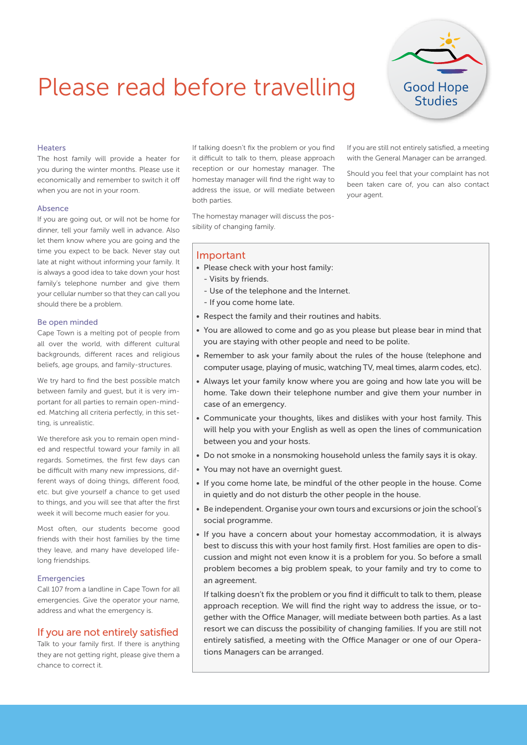# Please read before travelling

Good Hope Studies

### Heaters

The host family will provide a heater for you during the winter months. Please use it economically and remember to switch it off when you are not in your room.

### Absence

If you are going out, or will not be home for dinner, tell your family well in advance. Also let them know where you are going and the time you expect to be back. Never stay out late at night without informing your family. It is always a good idea to take down your host family's telephone number and give them your cellular number so that they can call you should there be a problem.

### Be open minded

Cape Town is a melting pot of people from all over the world, with different cultural backgrounds, different races and religious beliefs, age groups, and family-structures.

We try hard to find the best possible match between family and guest, but it is very important for all parties to remain open-minded. Matching all criteria perfectly, in this setting, is unrealistic.

We therefore ask you to remain open minded and respectful toward your family in all regards. Sometimes, the first few days can be difficult with many new impressions, different ways of doing things, different food, etc. but give yourself a chance to get used to things, and you will see that after the first week it will become much easier for you.

Most often, our students become good friends with their host families by the time they leave, and many have developed lifelong friendships.

### Emergencies

Call 107 from a landline in Cape Town for all emergencies. Give the operator your name, address and what the emergency is.

## If you are not entirely satisfied

Talk to your family first. If there is anything they are not getting right, please give them a chance to correct it.

If talking doesn't fix the problem or you find it difficult to talk to them, please approach reception or our homestay manager. The homestay manager will find the right way to address the issue, or will mediate between both parties.

The homestay manager will discuss the possibility of changing family.

If you are still not entirely satisfied, a meeting with the General Manager can be arranged.

Should you feel that your complaint has not been taken care of, you can also contact your agent.

## Important

- Please check with your host family:
  - Visits by friends.
  - Use of the telephone and the Internet.
  - If you come home late.
- Respect the family and their routines and habits.
- You are allowed to come and go as you please but please bear in mind that you are staying with other people and need to be polite.
- Remember to ask your family about the rules of the house (telephone and computer usage, playing of music, watching TV, meal times, alarm codes, etc).
- Always let your family know where you are going and how late you will be home. Take down their telephone number and give them your number in case of an emergency.
- Communicate your thoughts, likes and dislikes with your host family. This will help you with your English as well as open the lines of communication between you and your hosts.
- Do not smoke in a nonsmoking household unless the family says it is okay.
- You may not have an overnight guest.
- If you come home late, be mindful of the other people in the house. Come in quietly and do not disturb the other people in the house.
- Be independent. Organise your own tours and excursions or join the school's social programme.
- If you have a concern about your homestay accommodation, it is always best to discuss this with your host family first. Host families are open to discussion and might not even know it is a problem for you. So before a small problem becomes a big problem speak, to your family and try to come to an agreement.

  If talking doesn't fix the problem or you find it difficult to talk to them, please approach reception. We will find the right way to address the issue, or together with the Office Manager, will mediate between both parties. As a last resort we can discuss the possibility of changing families. If you are still not entirely satisfied, a meeting with the Office Manager or one of our Operations Managers can be arranged.